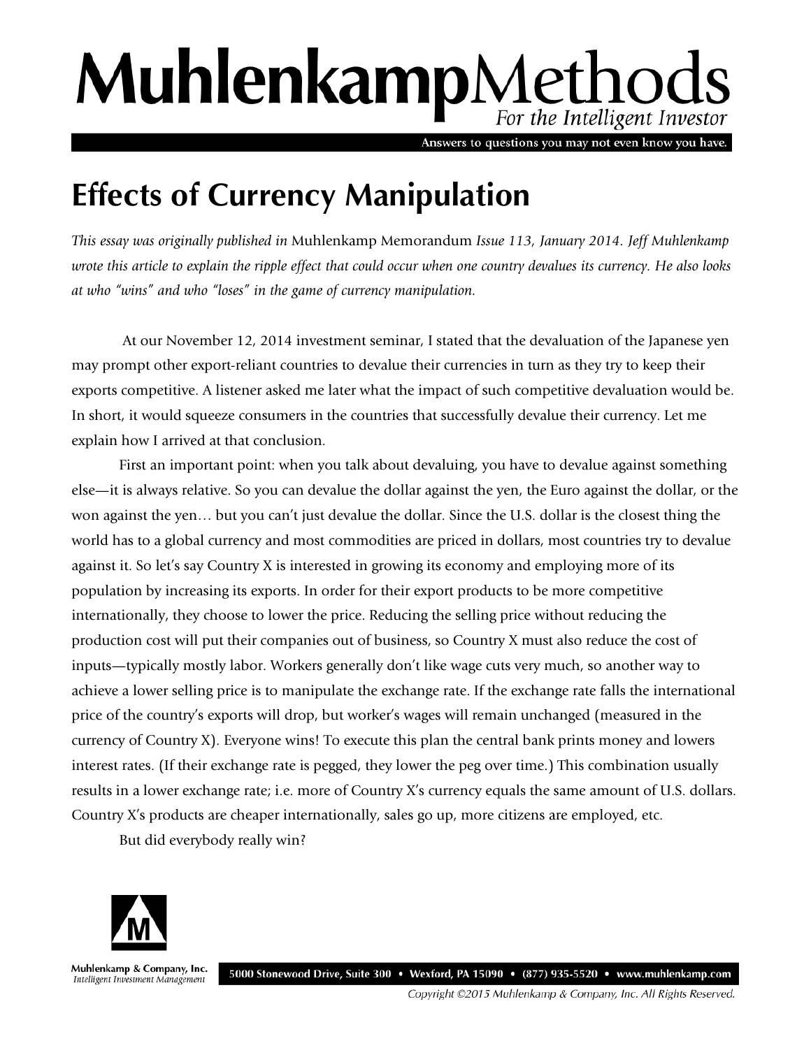# Effects of Currency Manipulation

*This essay was originally published in* Muhlenkamp Memorandum *Issue 113, January 2014. Jeff Muhlenkamp wrote this article to explain the ripple effect that could occur when one country devalues its currency. He also looks at who "wins" and who "loses" in the game of currency manipulation.*

At our November 12, 2014 investment seminar, I stated that the devaluation of the Japanese yen may prompt other export-reliant countries to devalue their currencies in turn as they try to keep their exports competitive. A listener asked me later what the impact of such competitive devaluation would be. In short, it would squeeze consumers in the countries that successfully devalue their currency. Let me explain how I arrived at that conclusion.

First an important point: when you talk about devaluing, you have to devalue against something else—it is always relative. So you can devalue the dollar against the yen, the Euro against the dollar, or the won against the yen… but you can't just devalue the dollar. Since the U.S. dollar is the closest thing the world has to a global currency and most commodities are priced in dollars, most countries try to devalue against it. So let's say Country X is interested in growing its economy and employing more of its population by increasing its exports. In order for their export products to be more competitive internationally, they choose to lower the price. Reducing the selling price without reducing the production cost will put their companies out of business, so Country X must also reduce the cost of inputs—typically mostly labor. Workers generally don't like wage cuts very much, so another way to achieve a lower selling price is to manipulate the exchange rate. If the exchange rate falls the international price of the country's exports will drop, but worker's wages will remain unchanged (measured in the currency of Country X). Everyone wins! To execute this plan the central bank prints money and lowers interest rates. (If their exchange rate is pegged, they lower the peg over time.) This combination usually results in a lower exchange rate; i.e. more of Country X's currency equals the same amount of U.S. dollars. Country X's products are cheaper internationally, sales go up, more citizens are employed, etc.

But did everybody really win?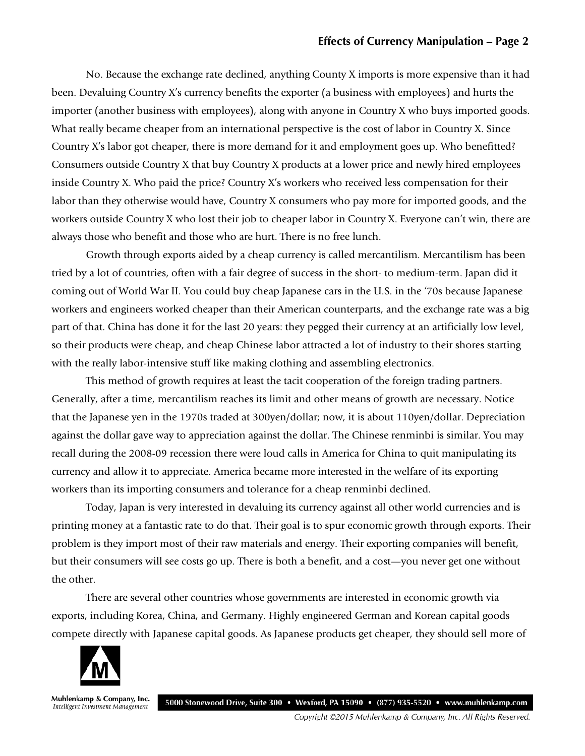No. Because the exchange rate declined, anything County X imports is more expensive than it had been. Devaluing Country X's currency benefits the exporter (a business with employees) and hurts the importer (another business with employees), along with anyone in Country X who buys imported goods. What really became cheaper from an international perspective is the cost of labor in Country X. Since Country X's labor got cheaper, there is more demand for it and employment goes up. Who benefitted? Consumers outside Country X that buy Country X products at a lower price and newly hired employees inside Country X. Who paid the price? Country X's workers who received less compensation for their labor than they otherwise would have, Country X consumers who pay more for imported goods, and the workers outside Country X who lost their job to cheaper labor in Country X. Everyone can't win, there are always those who benefit and those who are hurt. There is no free lunch.

Growth through exports aided by a cheap currency is called mercantilism. Mercantilism has been tried by a lot of countries, often with a fair degree of success in the short- to medium-term. Japan did it coming out of World War II. You could buy cheap Japanese cars in the U.S. in the '70s because Japanese workers and engineers worked cheaper than their American counterparts, and the exchange rate was a big part of that. China has done it for the last 20 years: they pegged their currency at an artificially low level, so their products were cheap, and cheap Chinese labor attracted a lot of industry to their shores starting with the really labor-intensive stuff like making clothing and assembling electronics.

This method of growth requires at least the tacit cooperation of the foreign trading partners. Generally, after a time, mercantilism reaches its limit and other means of growth are necessary. Notice that the Japanese yen in the 1970s traded at 300yen/dollar; now, it is about 110yen/dollar. Depreciation against the dollar gave way to appreciation against the dollar. The Chinese renminbi is similar. You may recall during the 2008-09 recession there were loud calls in America for China to quit manipulating its currency and allow it to appreciate. America became more interested in the welfare of its exporting workers than its importing consumers and tolerance for a cheap renminbi declined.

Today, Japan is very interested in devaluing its currency against all other world currencies and is printing money at a fantastic rate to do that. Their goal is to spur economic growth through exports. Their problem is they import most of their raw materials and energy. Their exporting companies will benefit, but their consumers will see costs go up. There is both a benefit, and a cost—you never get one without the other.

There are several other countries whose governments are interested in economic growth via exports, including Korea, China, and Germany. Highly engineered German and Korean capital goods compete directly with Japanese capital goods. As Japanese products get cheaper, they should sell more of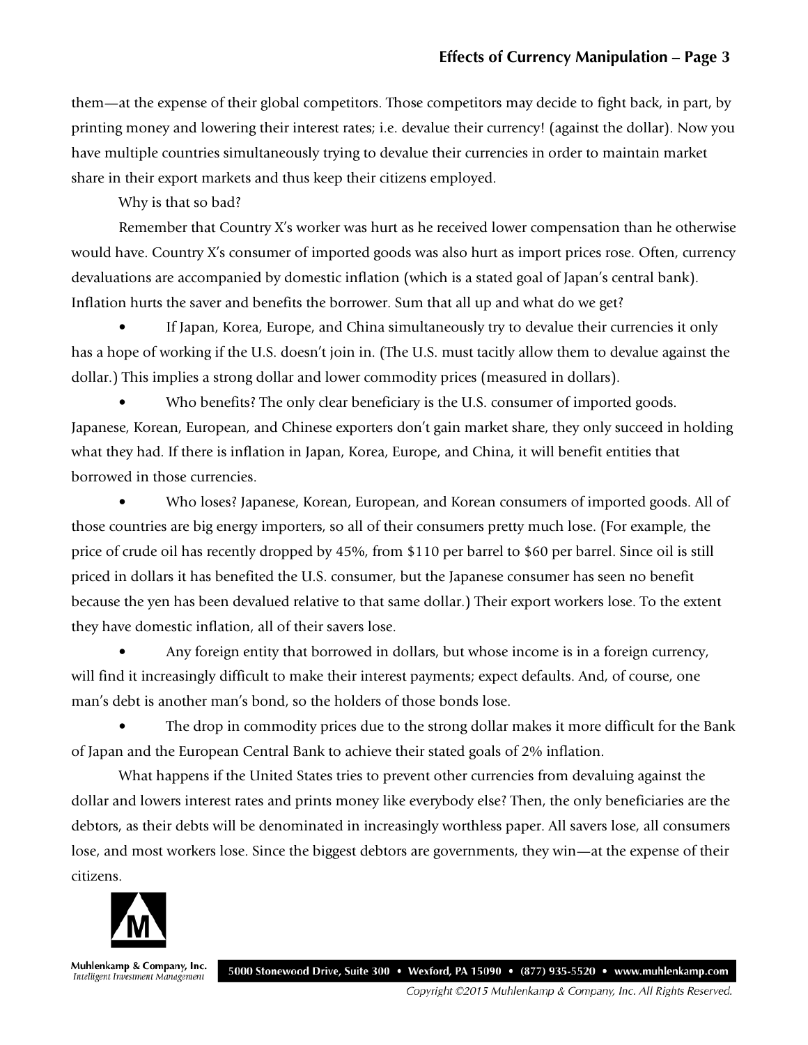them—at the expense of their global competitors. Those competitors may decide to fight back, in part, by printing money and lowering their interest rates; i.e. devalue their currency! (against the dollar). Now you have multiple countries simultaneously trying to devalue their currencies in order to maintain market share in their export markets and thus keep their citizens employed.

Why is that so bad?

Remember that Country X's worker was hurt as he received lower compensation than he otherwise would have. Country X's consumer of imported goods was also hurt as import prices rose. Often, currency devaluations are accompanied by domestic inflation (which is a stated goal of Japan's central bank). Inflation hurts the saver and benefits the borrower. Sum that all up and what do we get?

- If Japan, Korea, Europe, and China simultaneously try to devalue their currencies it only has a hope of working if the U.S. doesn't join in. (The U.S. must tacitly allow them to devalue against the dollar.) This implies a strong dollar and lower commodity prices (measured in dollars).
- Who benefits? The only clear beneficiary is the U.S. consumer of imported goods. Japanese, Korean, European, and Chinese exporters don't gain market share, they only succeed in holding what they had. If there is inflation in Japan, Korea, Europe, and China, it will benefit entities that borrowed in those currencies.
- Who loses? Japanese, Korean, European, and Korean consumers of imported goods. All of those countries are big energy importers, so all of their consumers pretty much lose. (For example, the price of crude oil has recently dropped by 45%, from $110 per barrel to $60 per barrel. Since oil is still priced in dollars it has benefited the U.S. consumer, but the Japanese consumer has seen no benefit because the yen has been devalued relative to that same dollar.) Their export workers lose. To the extent they have domestic inflation, all of their savers lose.
- Any foreign entity that borrowed in dollars, but whose income is in a foreign currency, will find it increasingly difficult to make their interest payments; expect defaults. And, of course, one man's debt is another man's bond, so the holders of those bonds lose.
- The drop in commodity prices due to the strong dollar makes it more difficult for the Bank of Japan and the European Central Bank to achieve their stated goals of 2% inflation.

What happens if the United States tries to prevent other currencies from devaluing against the dollar and lowers interest rates and prints money like everybody else? Then, the only beneficiaries are the debtors, as their debts will be denominated in increasingly worthless paper. All savers lose, all consumers lose, and most workers lose. Since the biggest debtors are governments, they win—at the expense of their citizens.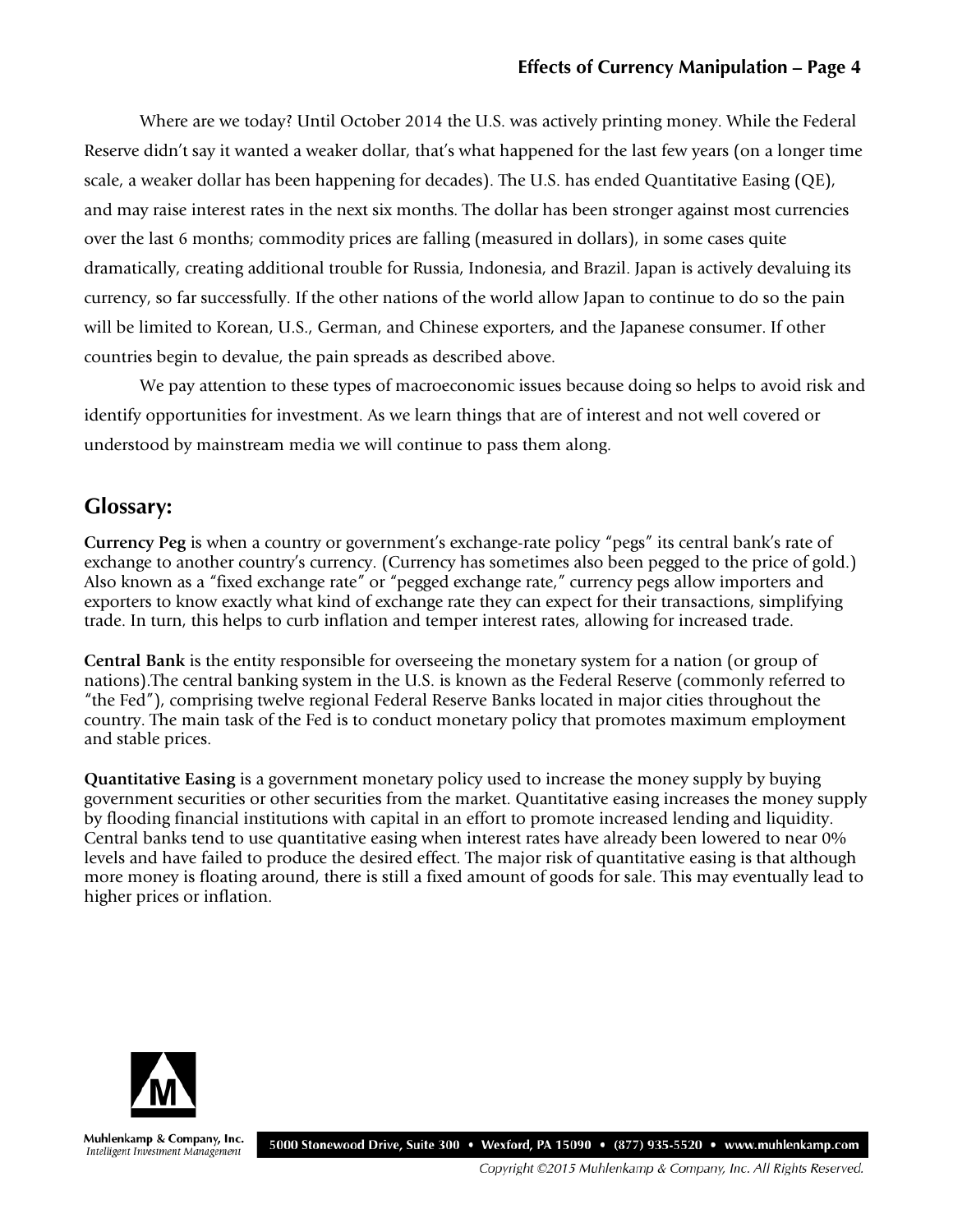Where are we today? Until October 2014 the U.S. was actively printing money. While the Federal Reserve didn't say it wanted a weaker dollar, that's what happened for the last few years (on a longer time scale, a weaker dollar has been happening for decades). The U.S. has ended Quantitative Easing (QE), and may raise interest rates in the next six months. The dollar has been stronger against most currencies over the last 6 months; commodity prices are falling (measured in dollars), in some cases quite dramatically, creating additional trouble for Russia, Indonesia, and Brazil. Japan is actively devaluing its currency, so far successfully. If the other nations of the world allow Japan to continue to do so the pain will be limited to Korean, U.S., German, and Chinese exporters, and the Japanese consumer. If other countries begin to devalue, the pain spreads as described above.

We pay attention to these types of macroeconomic issues because doing so helps to avoid risk and identify opportunities for investment. As we learn things that are of interest and not well covered or understood by mainstream media we will continue to pass them along.

## Glossary:

**Currency Peg** is when a country or government's exchange-rate policy "pegs" its central bank's rate of exchange to another country's currency. (Currency has sometimes also been pegged to the price of gold.) Also known as a "fixed exchange rate" or "pegged exchange rate," currency pegs allow importers and exporters to know exactly what kind of exchange rate they can expect for their transactions, simplifying trade. In turn, this helps to curb inflation and temper interest rates, allowing for increased trade.

**Central Bank** is the entity responsible for overseeing the monetary system for a nation (or group of nations).The central banking system in the U.S. is known as the Federal Reserve (commonly referred to "the Fed"), comprising twelve regional Federal Reserve Banks located in major cities throughout the country. The main task of the Fed is to conduct monetary policy that promotes maximum employment and stable prices.

**Quantitative Easing** is a government monetary policy used to increase the money supply by buying government securities or other securities from the market. Quantitative easing increases the money supply by flooding financial institutions with capital in an effort to promote increased lending and liquidity. Central banks tend to use quantitative easing when interest rates have already been lowered to near 0% levels and have failed to produce the desired effect. The major risk of quantitative easing is that although more money is floating around, there is still a fixed amount of goods for sale. This may eventually lead to higher prices or inflation.

Muhlenkamp & Company, Inc.
*Intelligent Investment Management*

5000 Stonewood Drive, Suite 300 • Wexford, PA 15090 • (877) 935-5520 • www.muhlenkamp.com

*Copyright ©2015 Muhlenkamp & Company, Inc. All Rights Reserved.*